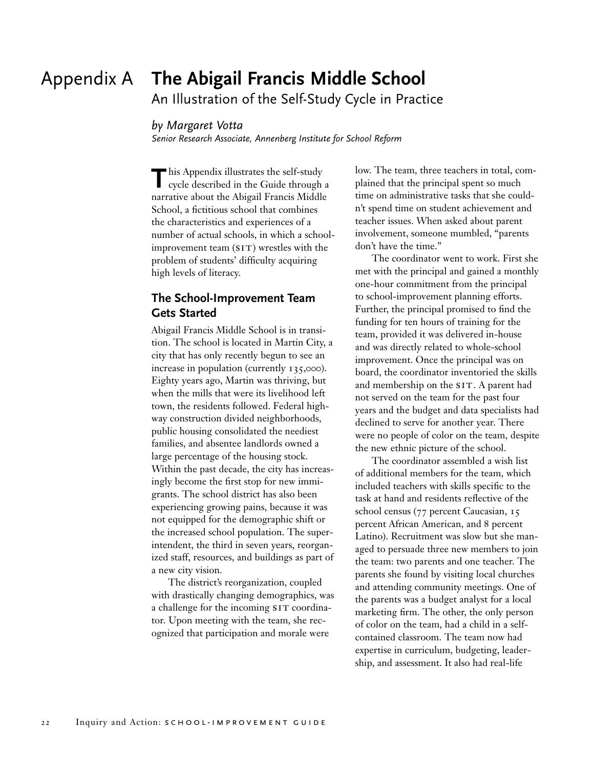# Appendix A The Abigail Francis Middle School

An Illustration of the Self-Study Cycle in Practice

*by Margaret Votta*

*Senior Research Associate, Annenberg Institute for School Reform*

This Appendix illustrates the self-study cycle described in the Guide through a narrative about the Abigail Francis Middle School, a fictitious school that combines the characteristics and experiences of a number of actual schools, in which a school-improvement team (SIT) wrestles with the problem of students' difficulty acquiring high levels of literacy.

## The School-Improvement Team Gets Started

Abigail Francis Middle School is in transition. The school is located in Martin City, a city that has only recently begun to see an increase in population (currently 135,000). Eighty years ago, Martin was thriving, but when the mills that were its livelihood left town, the residents followed. Federal highway construction divided neighborhoods, public housing consolidated the neediest families, and absentee landlords owned a large percentage of the housing stock. Within the past decade, the city has increasingly become the first stop for new immigrants. The school district has also been experiencing growing pains, because it was not equipped for the demographic shift or the increased school population. The superintendent, the third in seven years, reorganized staff, resources, and buildings as part of a new city vision.

The district's reorganization, coupled with drastically changing demographics, was a challenge for the incoming SIT coordinator. Upon meeting with the team, she recognized that participation and morale were low. The team, three teachers in total, complained that the principal spent so much time on administrative tasks that she couldn't spend time on student achievement and teacher issues. When asked about parent involvement, someone mumbled, "parents don't have the time."

The coordinator went to work. First she met with the principal and gained a monthly one-hour commitment from the principal to school-improvement planning efforts. Further, the principal promised to find the funding for ten hours of training for the team, provided it was delivered in-house and was directly related to whole-school improvement. Once the principal was on board, the coordinator inventoried the skills and membership on the SIT. A parent had not served on the team for the past four years and the budget and data specialists had declined to serve for another year. There were no people of color on the team, despite the new ethnic picture of the school.

The coordinator assembled a wish list of additional members for the team, which included teachers with skills specific to the task at hand and residents reflective of the school census (77 percent Caucasian, 15 percent African American, and 8 percent Latino). Recruitment was slow but she managed to persuade three new members to join the team: two parents and one teacher. The parents she found by visiting local churches and attending community meetings. One of the parents was a budget analyst for a local marketing firm. The other, the only person of color on the team, had a child in a self-contained classroom. The team now had expertise in curriculum, budgeting, leadership, and assessment. It also had real-life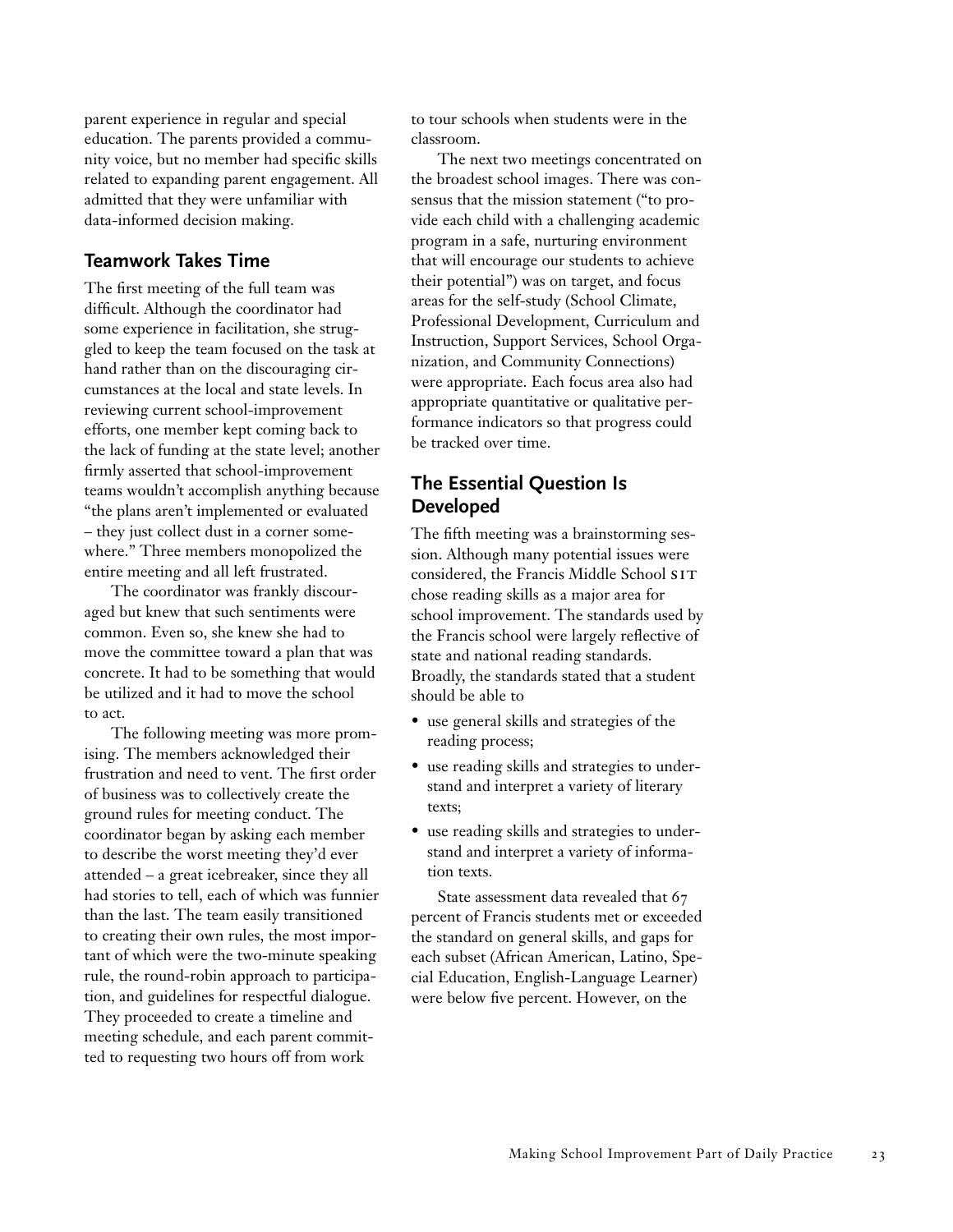parent experience in regular and special education. The parents provided a community voice, but no member had specific skills related to expanding parent engagement. All admitted that they were unfamiliar with data-informed decision making.

## Teamwork Takes Time

The first meeting of the full team was difficult. Although the coordinator had some experience in facilitation, she struggled to keep the team focused on the task at hand rather than on the discouraging circumstances at the local and state levels. In reviewing current school-improvement efforts, one member kept coming back to the lack of funding at the state level; another firmly asserted that school-improvement teams wouldn't accomplish anything because "the plans aren't implemented or evaluated – they just collect dust in a corner somewhere." Three members monopolized the entire meeting and all left frustrated.

The coordinator was frankly discouraged but knew that such sentiments were common. Even so, she knew she had to move the committee toward a plan that was concrete. It had to be something that would be utilized and it had to move the school to act.

The following meeting was more promising. The members acknowledged their frustration and need to vent. The first order of business was to collectively create the ground rules for meeting conduct. The coordinator began by asking each member to describe the worst meeting they'd ever attended – a great icebreaker, since they all had stories to tell, each of which was funnier than the last. The team easily transitioned to creating their own rules, the most important of which were the two-minute speaking rule, the round-robin approach to participation, and guidelines for respectful dialogue. They proceeded to create a timeline and meeting schedule, and each parent committed to requesting two hours off from work to tour schools when students were in the classroom.

The next two meetings concentrated on the broadest school images. There was consensus that the mission statement ("to provide each child with a challenging academic program in a safe, nurturing environment that will encourage our students to achieve their potential") was on target, and focus areas for the self-study (School Climate, Professional Development, Curriculum and Instruction, Support Services, School Organization, and Community Connections) were appropriate. Each focus area also had appropriate quantitative or qualitative performance indicators so that progress could be tracked over time.

## The Essential Question Is Developed

The fifth meeting was a brainstorming session. Although many potential issues were considered, the Francis Middle School SIT chose reading skills as a major area for school improvement. The standards used by the Francis school were largely reflective of state and national reading standards. Broadly, the standards stated that a student should be able to

- use general skills and strategies of the reading process;
- use reading skills and strategies to understand and interpret a variety of literary texts;
- use reading skills and strategies to understand and interpret a variety of information texts.

State assessment data revealed that 67 percent of Francis students met or exceeded the standard on general skills, and gaps for each subset (African American, Latino, Special Education, English-Language Learner) were below five percent. However, on the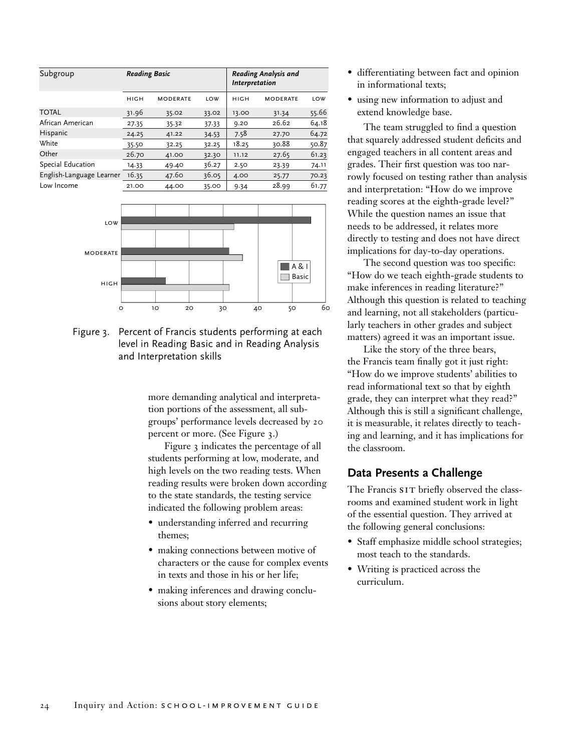| Subgroup | Reading Basic | | | Reading Analysis and Interpretation | | |
|---|---|---|---|---|---|---|
| | HIGH | MODERATE | LOW | HIGH | MODERATE | LOW |
| TOTAL | 31.96 | 35.02 | 33.02 | 13.00 | 31.34 | 55.66 |
| African American | 27.35 | 35.32 | 37.33 | 9.20 | 26.62 | 64.18 |
| Hispanic | 24.25 | 41.22 | 34.53 | 7.58 | 27.70 | 64.72 |
| White | 35.50 | 32.25 | 32.25 | 18.25 | 30.88 | 50.87 |
| Other | 26.70 | 41.00 | 32.30 | 11.12 | 27.65 | 61.23 |
| Special Education | 14.33 | 49.40 | 36.27 | 2.50 | 23.39 | 74.11 |
| English-Language Learner | 16.35 | 47.60 | 36.05 | 4.00 | 25.77 | 70.23 |
| Low Income | 21.00 | 44.00 | 35.00 | 9.34 | 28.99 | 61.77 |

Figure 3. Percent of Francis students performing at each level in Reading Basic and in Reading Analysis and Interpretation skills

more demanding analytical and interpretation portions of the assessment, all subgroups' performance levels decreased by 20 percent or more. (See Figure 3.)

Figure 3 indicates the percentage of all students performing at low, moderate, and high levels on the two reading tests. When reading results were broken down according to the state standards, the testing service indicated the following problem areas:

- understanding inferred and recurring themes;
- making connections between motive of characters or the cause for complex events in texts and those in his or her life;
- making inferences and drawing conclusions about story elements;
- differentiating between fact and opinion in informational texts;
- using new information to adjust and extend knowledge base.

The team struggled to find a question that squarely addressed student deficits and engaged teachers in all content areas and grades. Their first question was too narrowly focused on testing rather than analysis and interpretation: "How do we improve reading scores at the eighth-grade level?" While the question names an issue that needs to be addressed, it relates more directly to testing and does not have direct implications for day-to-day operations.

The second question was too specific: "How do we teach eighth-grade students to make inferences in reading literature?" Although this question is related to teaching and learning, not all stakeholders (particularly teachers in other grades and subject matters) agreed it was an important issue.

Like the story of the three bears, the Francis team finally got it just right: "How do we improve students' abilities to read informational text so that by eighth grade, they can interpret what they read?" Although this is still a significant challenge, it is measurable, it relates directly to teaching and learning, and it has implications for the classroom.

## Data Presents a Challenge

The Francis SIT briefly observed the classrooms and examined student work in light of the essential question. They arrived at the following general conclusions:

- Staff emphasize middle school strategies; most teach to the standards.
- Writing is practiced across the curriculum.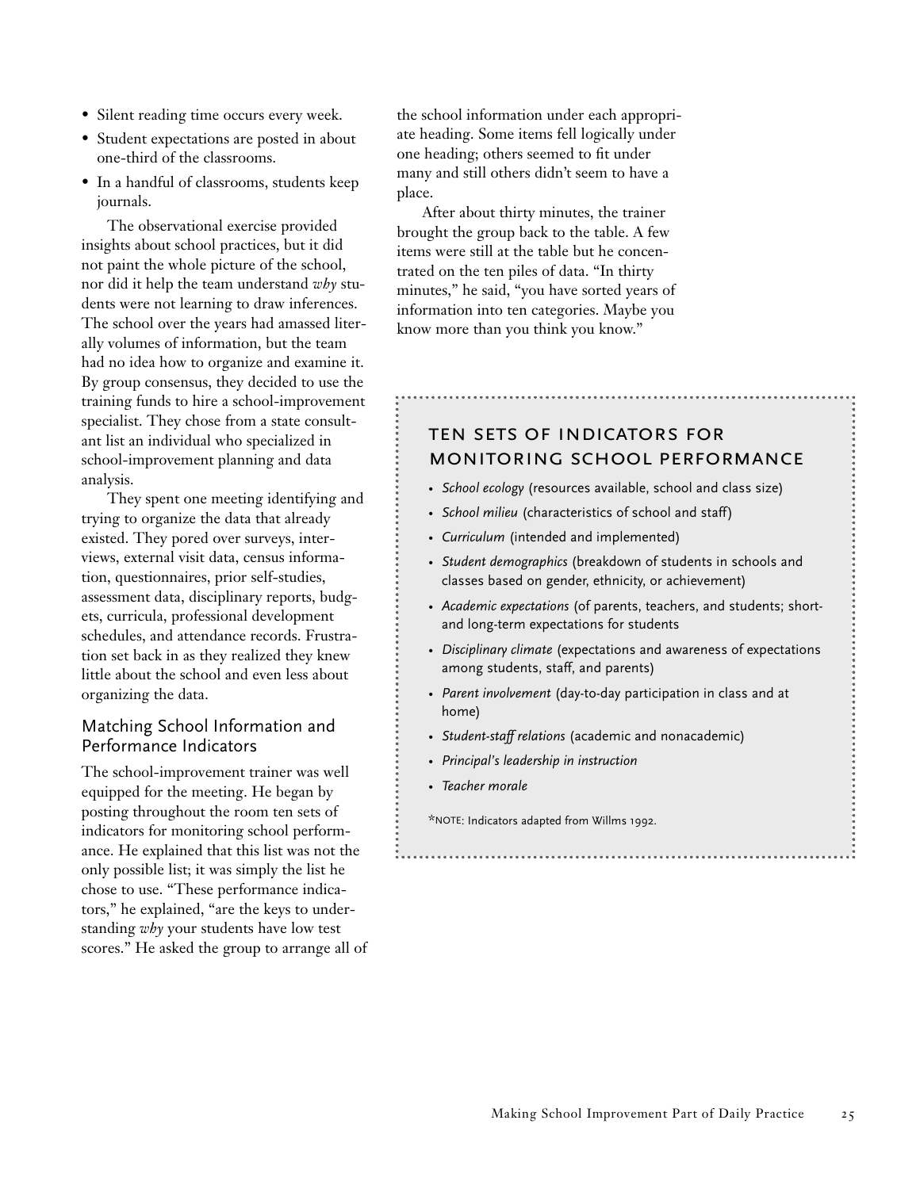- Silent reading time occurs every week.
- Student expectations are posted in about one-third of the classrooms.
- In a handful of classrooms, students keep journals.

The observational exercise provided insights about school practices, but it did not paint the whole picture of the school, nor did it help the team understand *why* students were not learning to draw inferences. The school over the years had amassed literally volumes of information, but the team had no idea how to organize and examine it. By group consensus, they decided to use the training funds to hire a school-improvement specialist. They chose from a state consultant list an individual who specialized in school-improvement planning and data analysis.

They spent one meeting identifying and trying to organize the data that already existed. They pored over surveys, interviews, external visit data, census information, questionnaires, prior self-studies, assessment data, disciplinary reports, budgets, curricula, professional development schedules, and attendance records. Frustration set back in as they realized they knew little about the school and even less about organizing the data.

### Matching School Information and Performance Indicators

The school-improvement trainer was well equipped for the meeting. He began by posting throughout the room ten sets of indicators for monitoring school performance. He explained that this list was not the only possible list; it was simply the list he chose to use. "These performance indicators," he explained, "are the keys to understanding *why* your students have low test scores." He asked the group to arrange all of the school information under each appropriate heading. Some items fell logically under one heading; others seemed to fit under many and still others didn't seem to have a place.

After about thirty minutes, the trainer brought the group back to the table. A few items were still at the table but he concentrated on the ten piles of data. "In thirty minutes," he said, "you have sorted years of information into ten categories. Maybe you know more than you think you know."

### TEN SETS OF INDICATORS FOR MONITORING SCHOOL PERFORMANCE

- *School ecology* (resources available, school and class size)
- *School milieu* (characteristics of school and staff)
- *Curriculum* (intended and implemented)
- *Student demographics* (breakdown of students in schools and classes based on gender, ethnicity, or achievement)
- *Academic expectations* (of parents, teachers, and students; short- and long-term expectations for students
- *Disciplinary climate* (expectations and awareness of expectations among students, staff, and parents)
- *Parent involvement* (day-to-day participation in class and at home)
- *Student-staff relations* (academic and nonacademic)
- *Principal's leadership in instruction*
- *Teacher morale*

*NOTE: Indicators adapted from Willms 1992.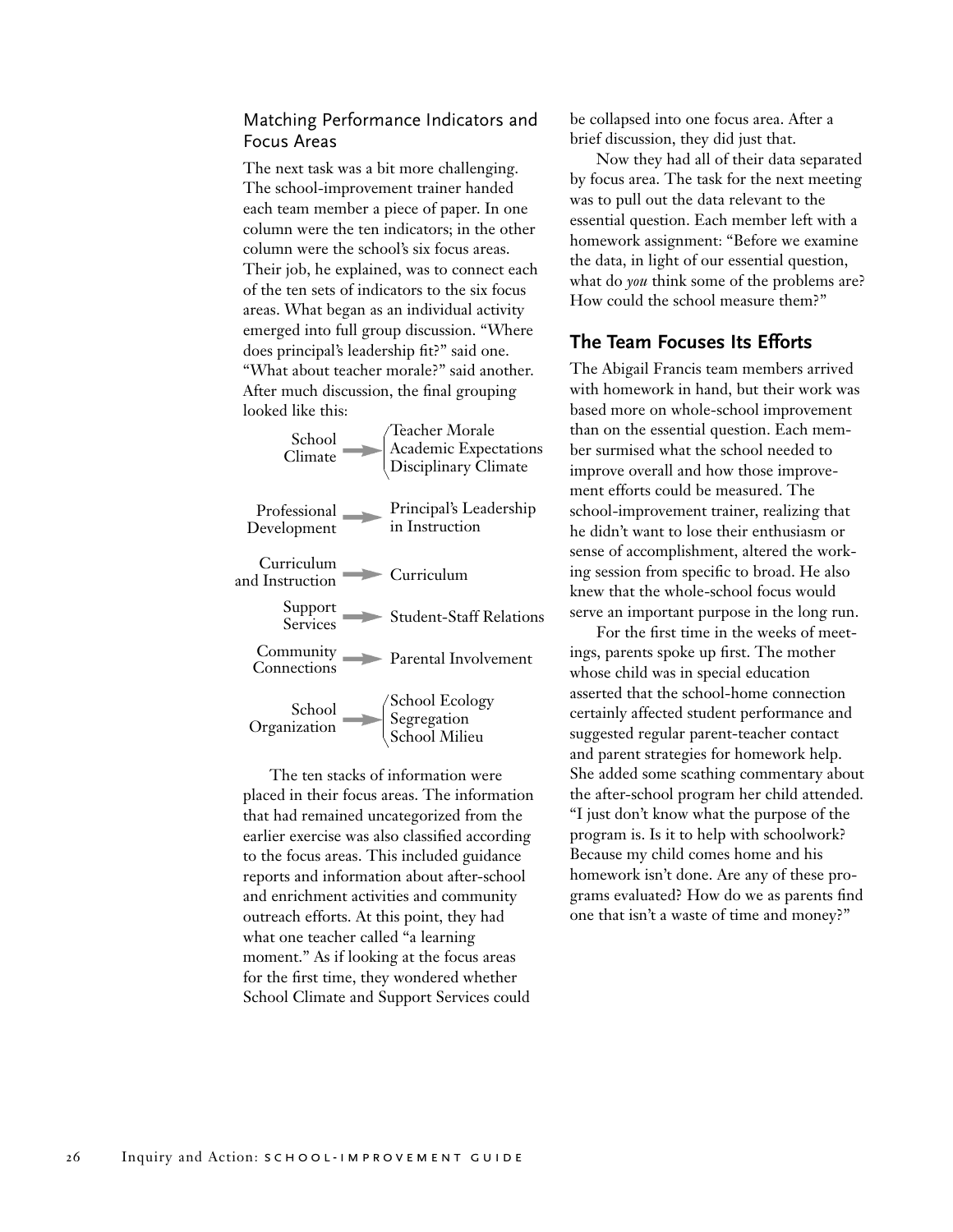### Matching Performance Indicators and Focus Areas

The next task was a bit more challenging. The school-improvement trainer handed each team member a piece of paper. In one column were the ten indicators; in the other column were the school's six focus areas. Their job, he explained, was to connect each of the ten sets of indicators to the six focus areas. What began as an individual activity emerged into full group discussion. "Where does principal's leadership fit?" said one. "What about teacher morale?" said another. After much discussion, the final grouping looked like this:

| Focus Area | Indicators |
|---|---|
| School Climate | Teacher Morale<br>Academic Expectations<br>Disciplinary Climate |
| Professional Development | Principal's Leadership in Instruction |
| Curriculum and Instruction | Curriculum |
| Support Services | Student-Staff Relations |
| Community Connections | Parental Involvement |
| School Organization | School Ecology<br>Segregation<br>School Milieu |

The ten stacks of information were placed in their focus areas. The information that had remained uncategorized from the earlier exercise was also classified according to the focus areas. This included guidance reports and information about after-school and enrichment activities and community outreach efforts. At this point, they had what one teacher called "a learning moment." As if looking at the focus areas for the first time, they wondered whether School Climate and Support Services could be collapsed into one focus area. After a brief discussion, they did just that.

Now they had all of their data separated by focus area. The task for the next meeting was to pull out the data relevant to the essential question. Each member left with a homework assignment: "Before we examine the data, in light of our essential question, what do *you* think some of the problems are? How could the school measure them?"

## The Team Focuses Its Efforts

The Abigail Francis team members arrived with homework in hand, but their work was based more on whole-school improvement than on the essential question. Each member surmised what the school needed to improve overall and how those improvement efforts could be measured. The school-improvement trainer, realizing that he didn't want to lose their enthusiasm or sense of accomplishment, altered the working session from specific to broad. He also knew that the whole-school focus would serve an important purpose in the long run.

For the first time in the weeks of meetings, parents spoke up first. The mother whose child was in special education asserted that the school-home connection certainly affected student performance and suggested regular parent-teacher contact and parent strategies for homework help. She added some scathing commentary about the after-school program her child attended. "I just don't know what the purpose of the program is. Is it to help with schoolwork? Because my child comes home and his homework isn't done. Are any of these programs evaluated? How do we as parents find one that isn't a waste of time and money?"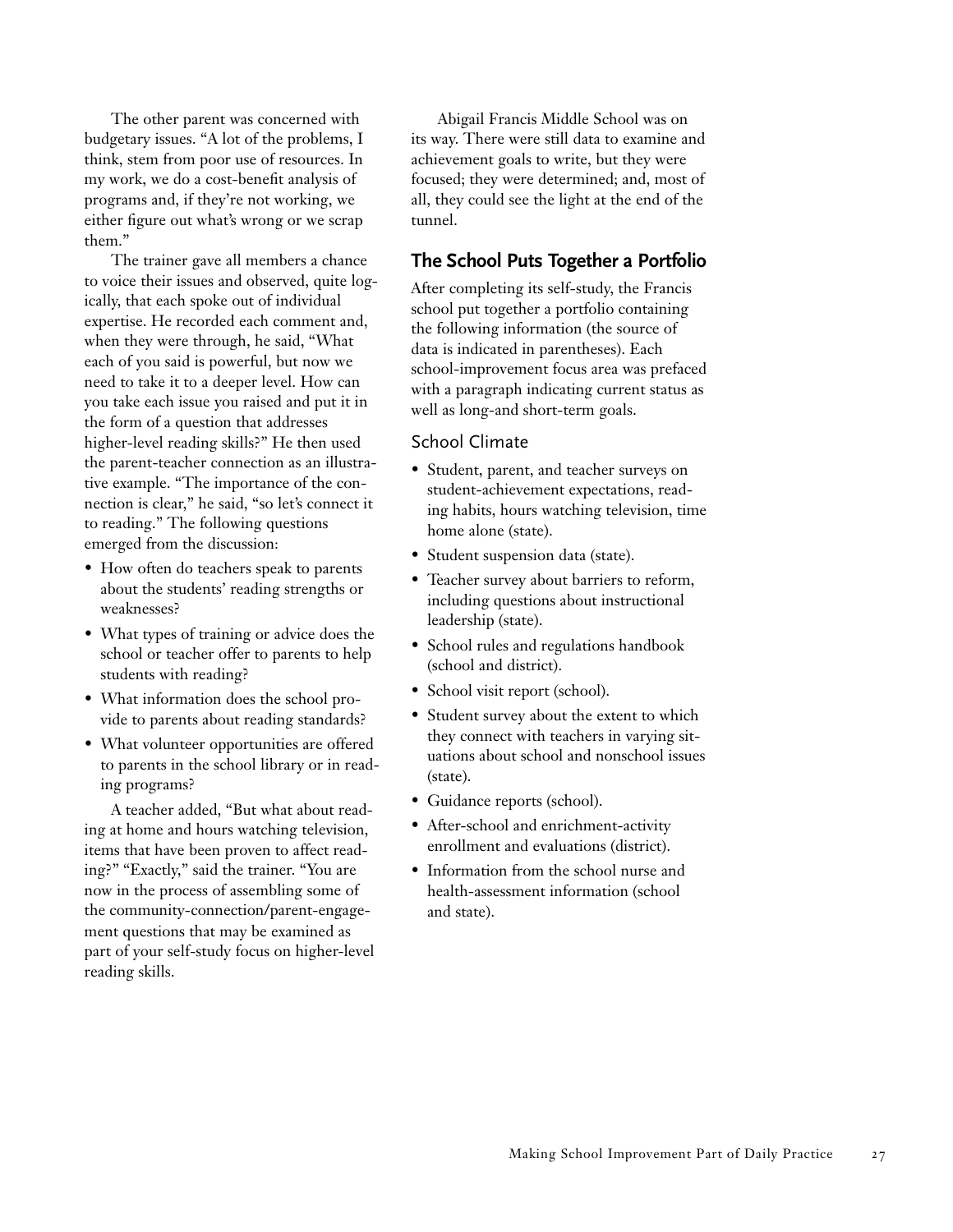The other parent was concerned with budgetary issues. "A lot of the problems, I think, stem from poor use of resources. In my work, we do a cost-benefit analysis of programs and, if they're not working, we either figure out what's wrong or we scrap them."

The trainer gave all members a chance to voice their issues and observed, quite logically, that each spoke out of individual expertise. He recorded each comment and, when they were through, he said, "What each of you said is powerful, but now we need to take it to a deeper level. How can you take each issue you raised and put it in the form of a question that addresses higher-level reading skills?" He then used the parent-teacher connection as an illustrative example. "The importance of the connection is clear," he said, "so let's connect it to reading." The following questions emerged from the discussion:

- How often do teachers speak to parents about the students' reading strengths or weaknesses?
- What types of training or advice does the school or teacher offer to parents to help students with reading?
- What information does the school provide to parents about reading standards?
- What volunteer opportunities are offered to parents in the school library or in reading programs?

A teacher added, "But what about reading at home and hours watching television, items that have been proven to affect reading?" "Exactly," said the trainer. "You are now in the process of assembling some of the community-connection/parent-engagement questions that may be examined as part of your self-study focus on higher-level reading skills."

Abigail Francis Middle School was on its way. There were still data to examine and achievement goals to write, but they were focused; they were determined; and, most of all, they could see the light at the end of the tunnel.

## The School Puts Together a Portfolio

After completing its self-study, the Francis school put together a portfolio containing the following information (the source of data is indicated in parentheses). Each school-improvement focus area was prefaced with a paragraph indicating current status as well as long-and short-term goals.

### School Climate

- Student, parent, and teacher surveys on student-achievement expectations, reading habits, hours watching television, time home alone (state).
- Student suspension data (state).
- Teacher survey about barriers to reform, including questions about instructional leadership (state).
- School rules and regulations handbook (school and district).
- School visit report (school).
- Student survey about the extent to which they connect with teachers in varying situations about school and nonschool issues (state).
- Guidance reports (school).
- After-school and enrichment-activity enrollment and evaluations (district).
- Information from the school nurse and health-assessment information (school and state).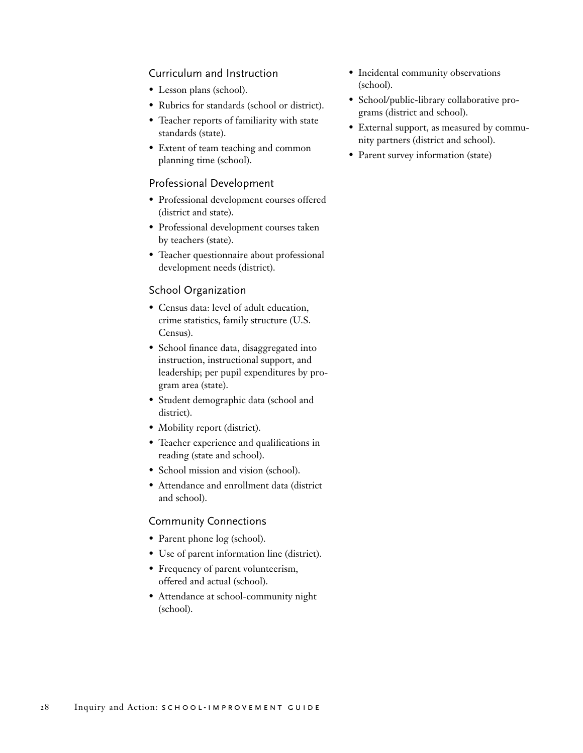### Curriculum and Instruction

- Lesson plans (school).
- Rubrics for standards (school or district).
- Teacher reports of familiarity with state standards (state).
- Extent of team teaching and common planning time (school).

### Professional Development

- Professional development courses offered (district and state).
- Professional development courses taken by teachers (state).
- Teacher questionnaire about professional development needs (district).

### School Organization

- Census data: level of adult education, crime statistics, family structure (U.S. Census).
- School finance data, disaggregated into instruction, instructional support, and leadership; per pupil expenditures by program area (state).
- Student demographic data (school and district).
- Mobility report (district).
- Teacher experience and qualifications in reading (state and school).
- School mission and vision (school).
- Attendance and enrollment data (district and school).

### Community Connections

- Parent phone log (school).
- Use of parent information line (district).
- Frequency of parent volunteerism, offered and actual (school).
- Attendance at school-community night (school).
- Incidental community observations (school).
- School/public-library collaborative programs (district and school).
- External support, as measured by community partners (district and school).
- Parent survey information (state)